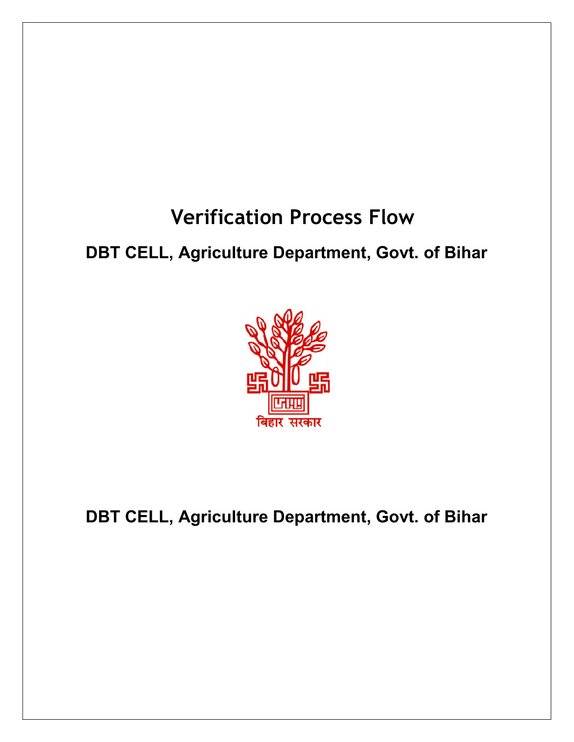# Verification Process Flow

## DBT CELL, Agriculture Department, Govt. of Bihar

बिहार सरकार

## DBT CELL, Agriculture Department, Govt. of Bihar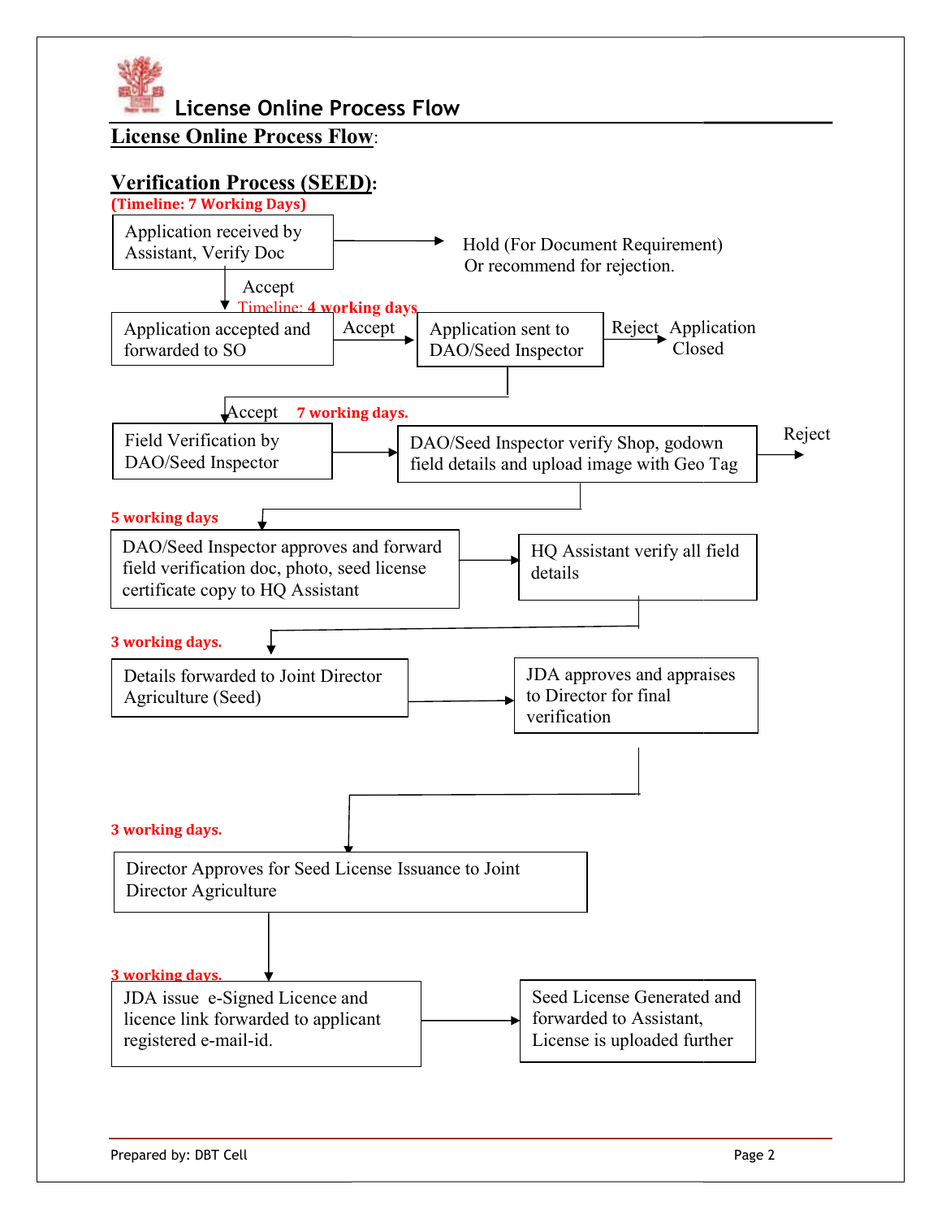# License Online Process Flow

## License Online Process Flow:

### Verification Process (SEED):

**(Timeline: 7 Working Days)**

Application received by Assistant, Verify Doc → Hold (For Document Requirement) Or recommend for rejection.

↓ Accept

**Timeline: 4 working days**

Application accepted and forwarded to SO → Accept → Application sent to DAO/Seed Inspector → Reject → Application Closed

↓ Accept **7 working days.**

Field Verification by DAO/Seed Inspector → DAO/Seed Inspector verify Shop, godown field details and upload image with Geo Tag → Reject

↓ **5 working days**

DAO/Seed Inspector approves and forward field verification doc, photo, seed license certificate copy to HQ Assistant → HQ Assistant verify all field details

↓ **3 working days.**

Details forwarded to Joint Director Agriculture (Seed) → JDA approves and appraises to Director for final verification

↓ **3 working days.**

Director Approves for Seed License Issuance to Joint Director Agriculture

↓ **3 working days.**

JDA issue e-Signed Licence and licence link forwarded to applicant registered e-mail-id. → Seed License Generated and forwarded to Assistant, License is uploaded further

Prepared by: DBT Cell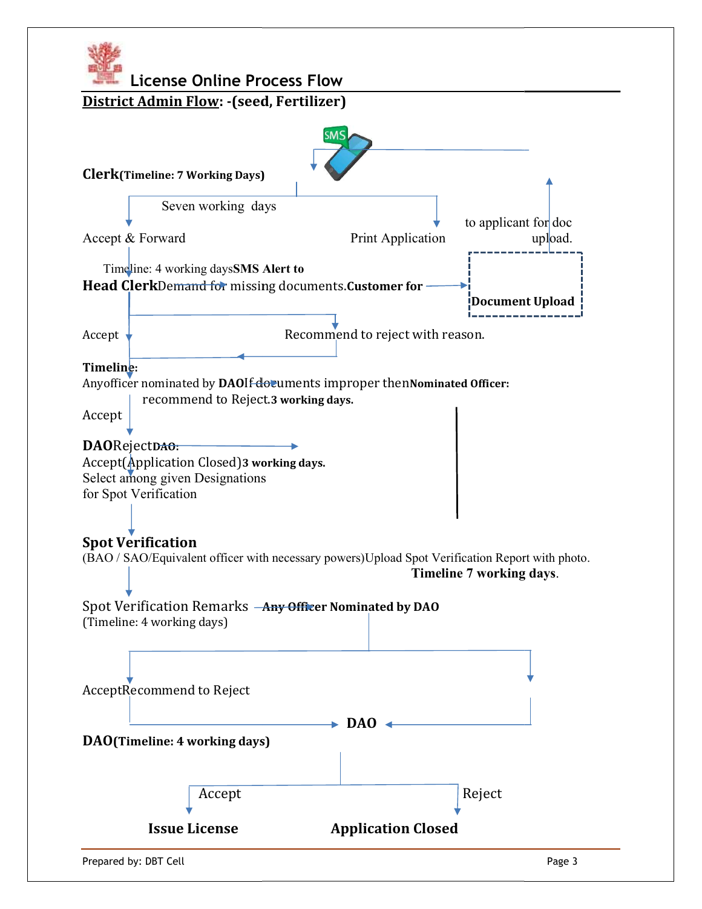## License Online Process Flow

**District Admin Flow: -(seed, Fertilizer)**

**Clerk(Timeline: 7 Working Days)**

Seven working days

Accept & Forward

Print Application

to applicant for doc upload.

Timeline: 4 working days**SMS Alert to**

**Head Clerk**Demand for missing documents.**Customer for**

**Document Upload**

Accept

Recommend to reject with reason.

**Timeline:**

Anyofficer nominated by **DAO**If documents improper then**Nominated Officer:**

recommend to Reject.**3 working days.**

Accept

**DAO**Reject**DAO:**

Accept(Application Closed)**3 working days.**

Select among given Designations

for Spot Verification

**Spot Verification**

(BAO / SAO/Equivalent officer with necessary powers)Upload Spot Verification Report with photo.

**Timeline 7 working days**.

Spot Verification Remarks **Any Officer Nominated by DAO**

(Timeline: 4 working days)

AcceptRecommend to Reject

**DAO**

**DAO(Timeline: 4 working days)**

Accept

Reject

**Issue License**

**Application Closed**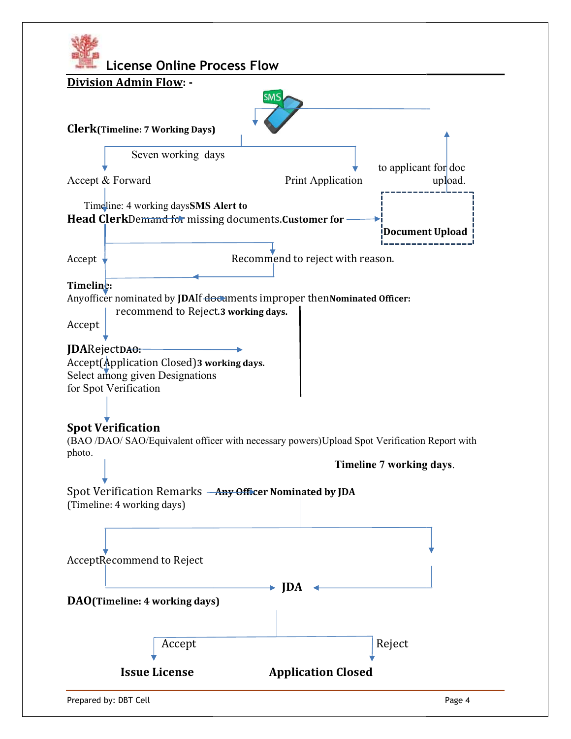# License Online Process Flow

**Division Admin Flow: -**

**Clerk(Timeline: 7 Working Days)**

Seven working days

Accept & Forward

Print Application

to applicant for doc upload.

Timeline: 4 working days**SMS Alert to**

**Head Clerk**Demand for missing documents.**Customer for**

**Document Upload**

Accept

Recommend to reject with reason.

**Timeline:**

Anyofficer nominated by **JDA**If documents improper then**Nominated Officer:**

recommend to Reject.**3 working days.**

Accept

**JDA**Reject**DAO:**

Accept(Application Closed)**3 working days.**

Select among given Designations

for Spot Verification

**Spot Verification**

(BAO /DAO/ SAO/Equivalent officer with necessary powers)Upload Spot Verification Report with photo.

**Timeline 7 working days.**

Spot Verification Remarks **Any Officer Nominated by JDA**

(Timeline: 4 working days)

AcceptRecommend to Reject

**JDA**

**DAO(Timeline: 4 working days)**

Accept

Reject

**Issue License**

**Application Closed**

Prepared by: DBT Cell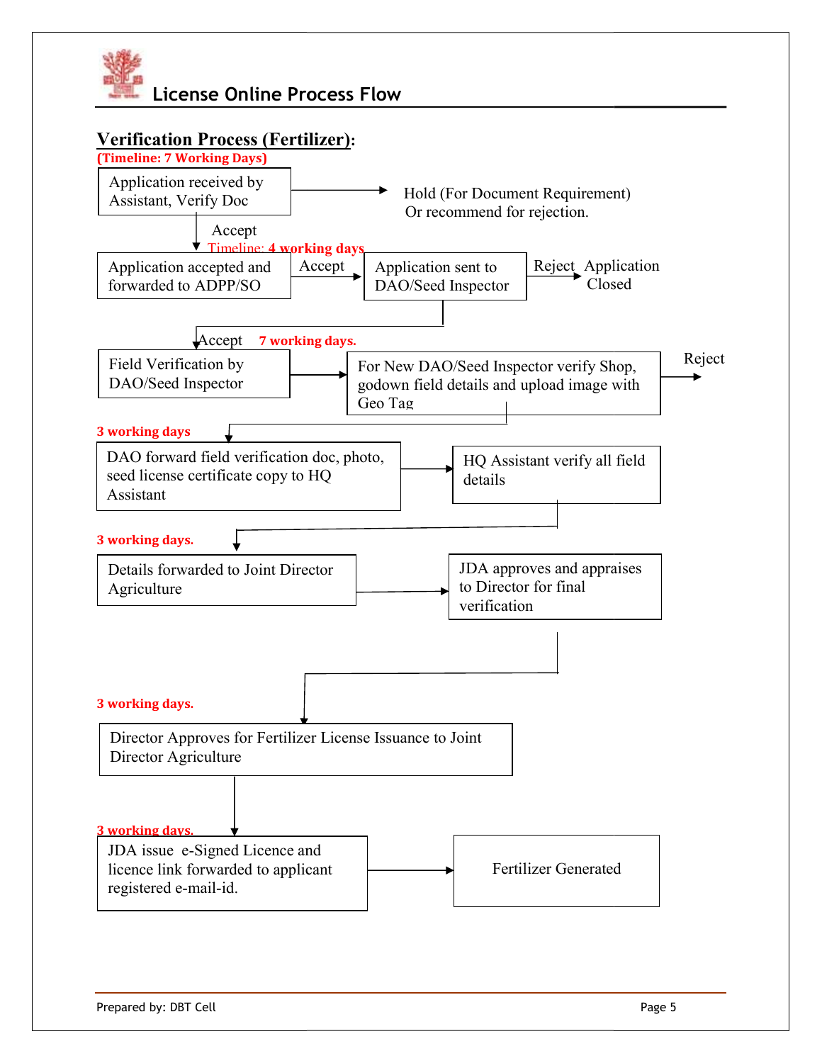## License Online Process Flow

### Verification Process (Fertilizer):

**(Timeline: 7 Working Days)**

Application received by Assistant, Verify Doc → Hold (For Document Requirement) Or recommend for rejection.

Accept

Timeline: 4 working days

Application accepted and forwarded to ADPP/SO → Accept → Application sent to DAO/Seed Inspector → Reject → Application Closed

Accept **7 working days.**

Field Verification by DAO/Seed Inspector → For New DAO/Seed Inspector verify Shop, godown field details and upload image with Geo Tag → Reject

**3 working days**

DAO forward field verification doc, photo, seed license certificate copy to HQ Assistant → HQ Assistant verify all field details

**3 working days.**

Details forwarded to Joint Director Agriculture → JDA approves and appraises to Director for final verification

**3 working days.**

Director Approves for Fertilizer License Issuance to Joint Director Agriculture

**3 working days.**

JDA issue e-Signed Licence and licence link forwarded to applicant registered e-mail-id. → Fertilizer Generated

Prepared by: DBT Cell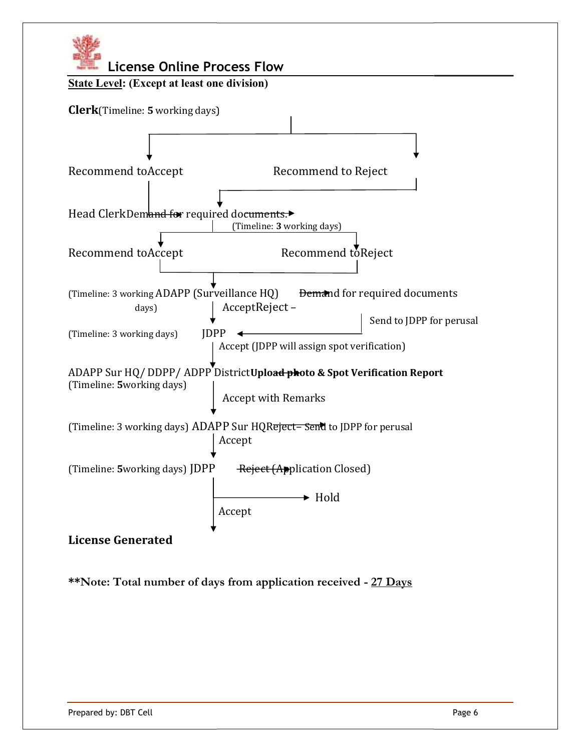## License Online Process Flow

**State Level: (Except at least one division)**

**Clerk**(Timeline: **5** working days)

Recommend toAccept

Recommend to Reject

Head ClerkDemand for required documents.

(Timeline: **3** working days)

Recommend toAccept

Recommend toReject

(Timeline: 3 working days) ADAPP (Surveillance HQ) Demand for required documents

AcceptReject –

Send to JDPP for perusal

(Timeline: 3 working days) JDPP

Accept (JDPP will assign spot verification)

ADAPP Sur HQ/ DDPP/ ADPP District **Upload photo & Spot Verification Report**

(Timeline: **5**working days)

Accept with Remarks

(Timeline: 3 working days) ADAPP Sur HQReject– Send to JDPP for perusal

Accept

(Timeline: **5**working days) JDPP Reject (Application Closed)

Hold

Accept

**License Generated**

**\*\*Note: Total number of days from application received - 27 Days**

Prepared by: DBT Cell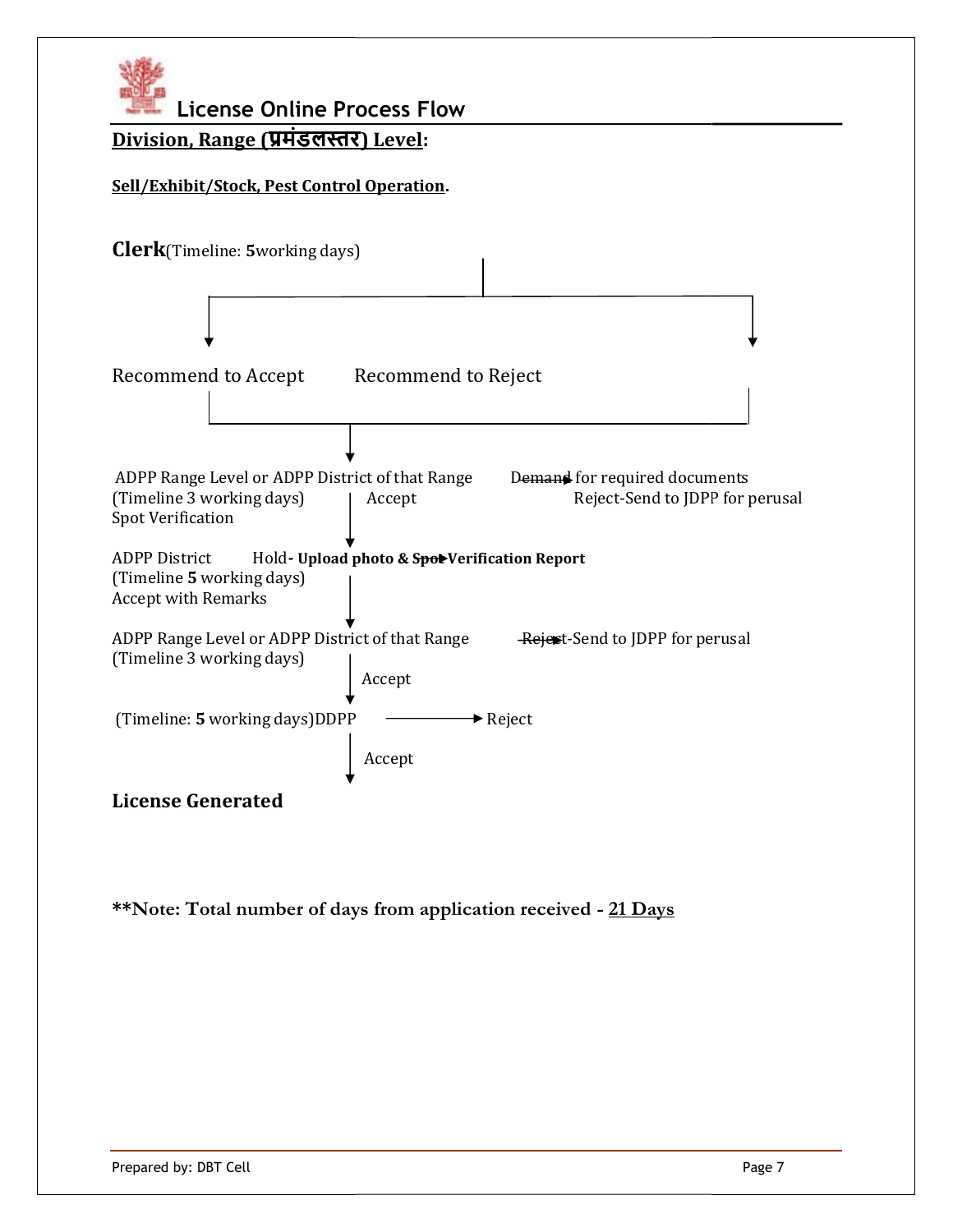## License Online Process Flow

**Division, Range (प्रमंडलस्तर) Level:**

**Sell/Exhibit/Stock, Pest Control Operation.**

**Clerk**(Timeline: **5**working days)

Recommend to Accept

Recommend to Reject

ADPP Range Level or ADPP District of that Range
(Timeline 3 working days)
Spot Verification

Demand for required documents

Accept

Reject-Send to JDPP for perusal

ADPP District
(Timeline **5** working days)
Accept with Remarks

Hold**- Upload photo & Spot Verification Report**

ADPP Range Level or ADPP District of that Range
(Timeline 3 working days)

Reject-Send to JDPP for perusal

Accept

(Timeline: **5** working days)DDPP

Reject

Accept

**License Generated**

**\*\*Note: Total number of days from application received - 21 Days**